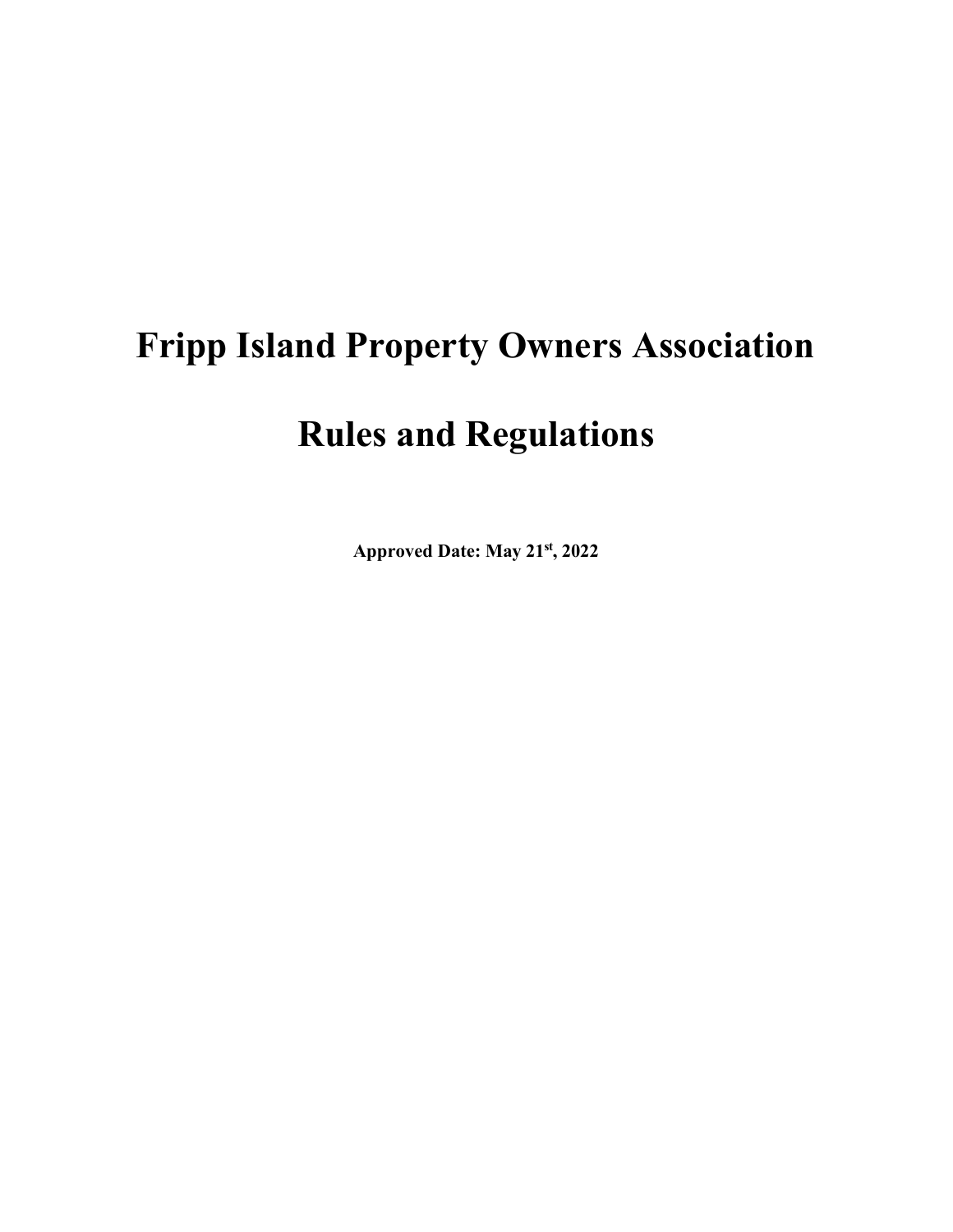# Fripp Island Property Owners Association

# Rules and Regulations

**Approved Date: May 21st, 2022**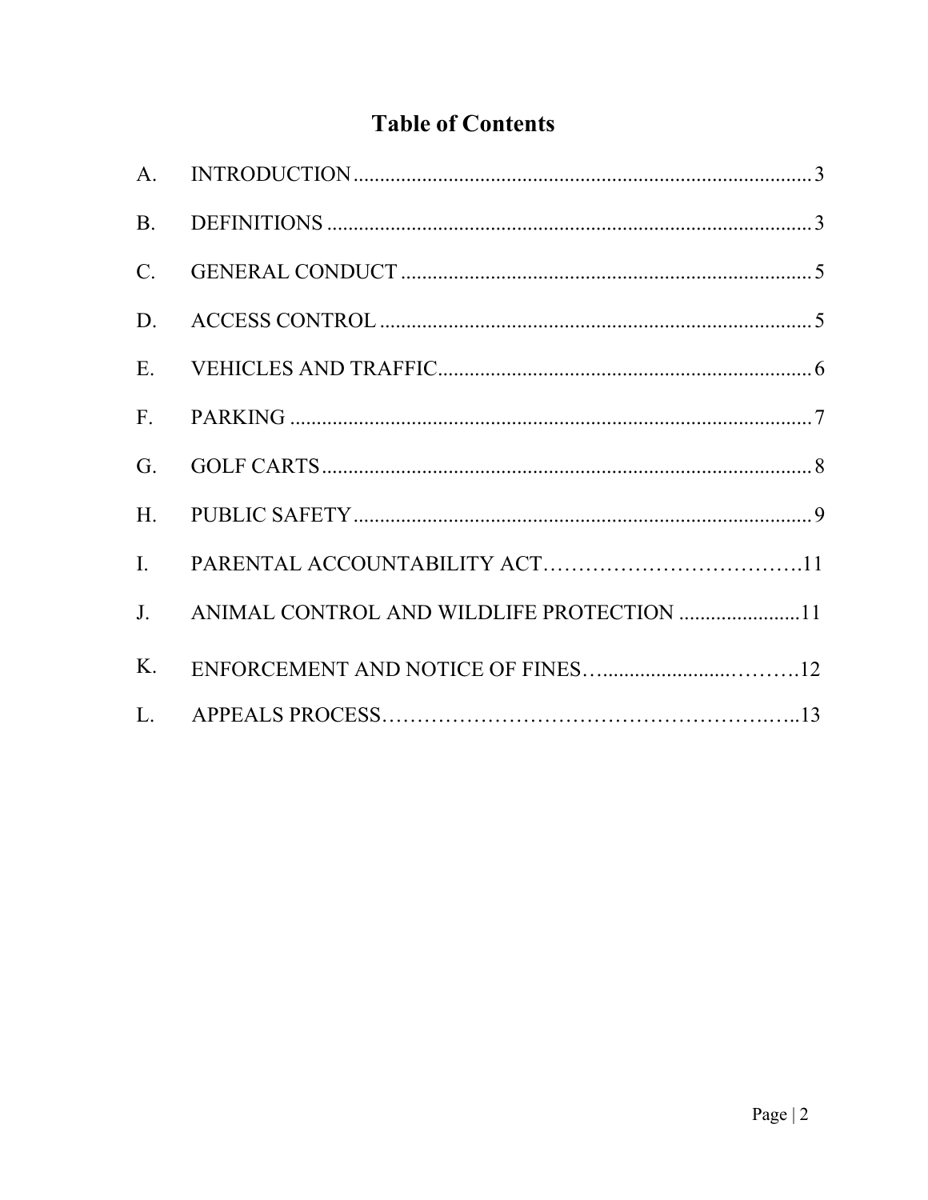# Table of Contents

A. INTRODUCTION .......... 3

B. DEFINITIONS .......... 3

C. GENERAL CONDUCT .......... 5

D. ACCESS CONTROL .......... 5

E. VEHICLES AND TRAFFIC .......... 6

F. PARKING .......... 7

G. GOLF CARTS .......... 8

H. PUBLIC SAFETY .......... 9

I. PARENTAL ACCOUNTABILITY ACT .......... 11

J. ANIMAL CONTROL AND WILDLIFE PROTECTION .......... 11

K. ENFORCEMENT AND NOTICE OF FINES .......... 12

L. APPEALS PROCESS .......... 13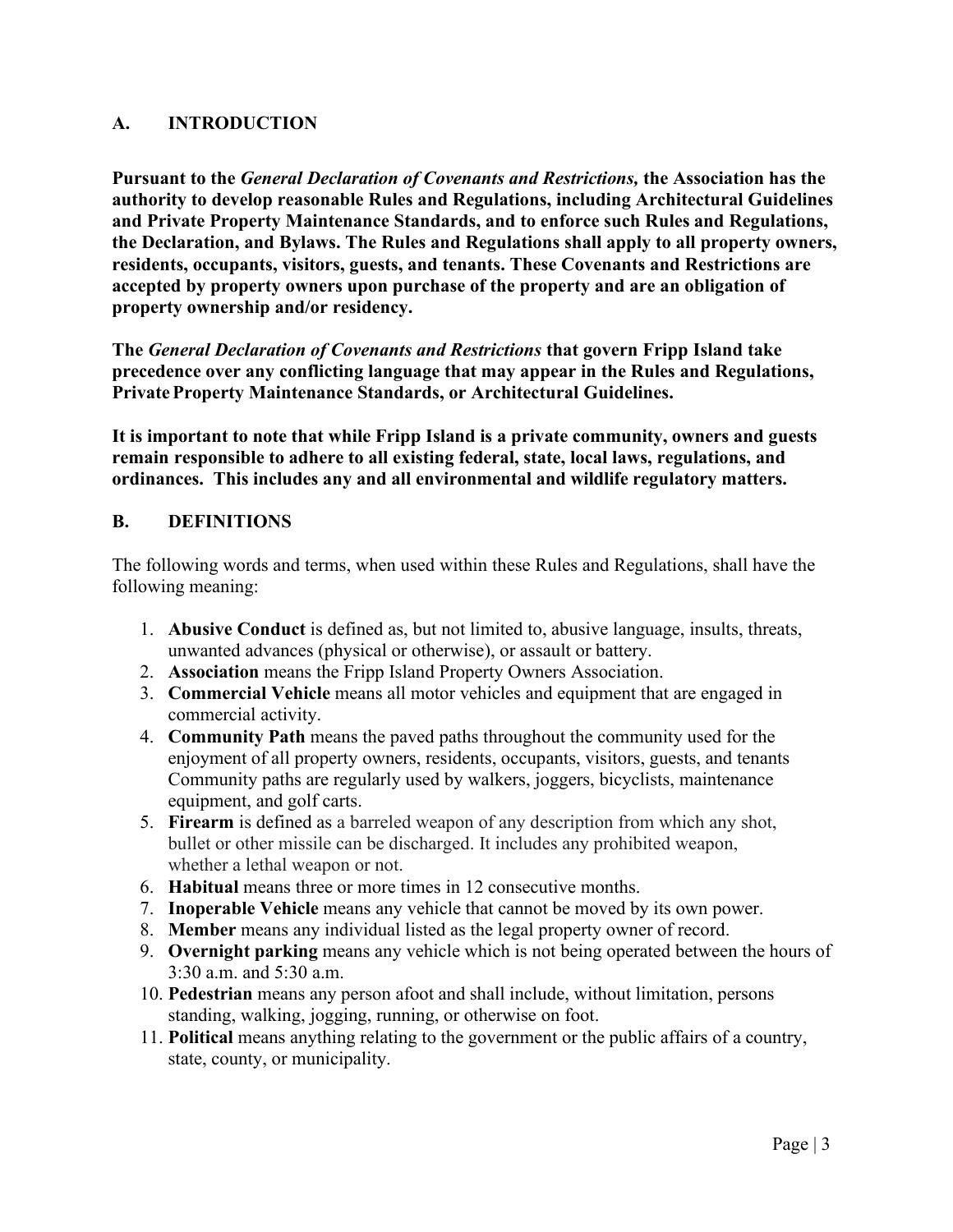## A. INTRODUCTION

**Pursuant to the *General Declaration of Covenants and Restrictions,* the Association has the authority to develop reasonable Rules and Regulations, including Architectural Guidelines and Private Property Maintenance Standards, and to enforce such Rules and Regulations, the Declaration, and Bylaws. The Rules and Regulations shall apply to all property owners, residents, occupants, visitors, guests, and tenants. These Covenants and Restrictions are accepted by property owners upon purchase of the property and are an obligation of property ownership and/or residency.**

**The *General Declaration of Covenants and Restrictions* that govern Fripp Island take precedence over any conflicting language that may appear in the Rules and Regulations, Private Property Maintenance Standards, or Architectural Guidelines.**

**It is important to note that while Fripp Island is a private community, owners and guests remain responsible to adhere to all existing federal, state, local laws, regulations, and ordinances. This includes any and all environmental and wildlife regulatory matters.**

## B. DEFINITIONS

The following words and terms, when used within these Rules and Regulations, shall have the following meaning:

1. **Abusive Conduct** is defined as, but not limited to, abusive language, insults, threats, unwanted advances (physical or otherwise), or assault or battery.
2. **Association** means the Fripp Island Property Owners Association.
3. **Commercial Vehicle** means all motor vehicles and equipment that are engaged in commercial activity.
4. **Community Path** means the paved paths throughout the community used for the enjoyment of all property owners, residents, occupants, visitors, guests, and tenants Community paths are regularly used by walkers, joggers, bicyclists, maintenance equipment, and golf carts.
5. **Firearm** is defined as a barreled weapon of any description from which any shot, bullet or other missile can be discharged. It includes any prohibited weapon, whether a lethal weapon or not.
6. **Habitual** means three or more times in 12 consecutive months.
7. **Inoperable Vehicle** means any vehicle that cannot be moved by its own power.
8. **Member** means any individual listed as the legal property owner of record.
9. **Overnight parking** means any vehicle which is not being operated between the hours of 3:30 a.m. and 5:30 a.m.
10. **Pedestrian** means any person afoot and shall include, without limitation, persons standing, walking, jogging, running, or otherwise on foot.
11. **Political** means anything relating to the government or the public affairs of a country, state, county, or municipality.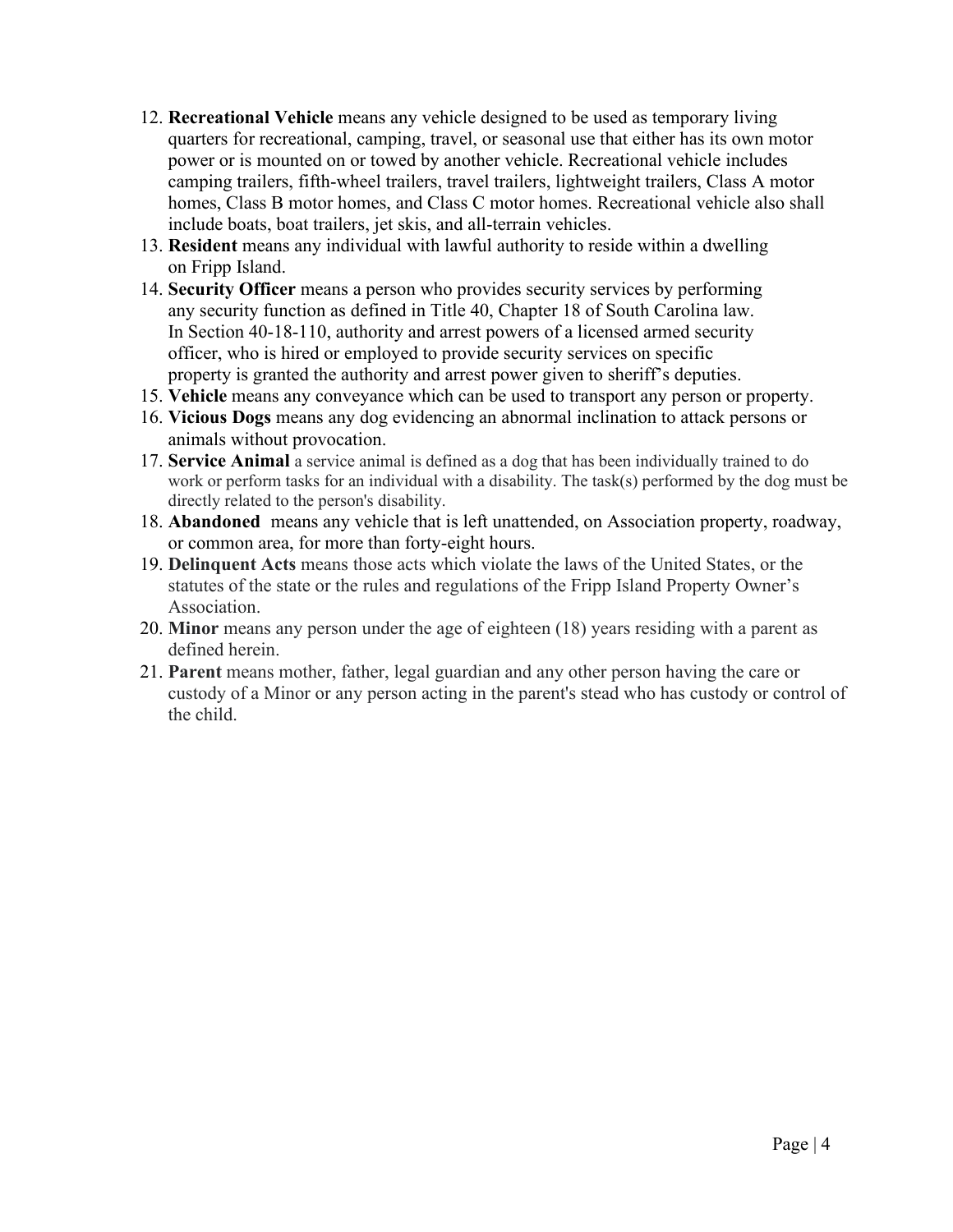12. **Recreational Vehicle** means any vehicle designed to be used as temporary living quarters for recreational, camping, travel, or seasonal use that either has its own motor power or is mounted on or towed by another vehicle. Recreational vehicle includes camping trailers, fifth-wheel trailers, travel trailers, lightweight trailers, Class A motor homes, Class B motor homes, and Class C motor homes. Recreational vehicle also shall include boats, boat trailers, jet skis, and all-terrain vehicles.
13. **Resident** means any individual with lawful authority to reside within a dwelling on Fripp Island.
14. **Security Officer** means a person who provides security services by performing any security function as defined in Title 40, Chapter 18 of South Carolina law. In Section 40-18-110, authority and arrest powers of a licensed armed security officer, who is hired or employed to provide security services on specific property is granted the authority and arrest power given to sheriff's deputies.
15. **Vehicle** means any conveyance which can be used to transport any person or property.
16. **Vicious Dogs** means any dog evidencing an abnormal inclination to attack persons or animals without provocation.
17. **Service Animal** a service animal is defined as a dog that has been individually trained to do work or perform tasks for an individual with a disability. The task(s) performed by the dog must be directly related to the person's disability.
18. **Abandoned** means any vehicle that is left unattended, on Association property, roadway, or common area, for more than forty-eight hours.
19. **Delinquent Acts** means those acts which violate the laws of the United States, or the statutes of the state or the rules and regulations of the Fripp Island Property Owner's Association.
20. **Minor** means any person under the age of eighteen (18) years residing with a parent as defined herein.
21. **Parent** means mother, father, legal guardian and any other person having the care or custody of a Minor or any person acting in the parent's stead who has custody or control of the child.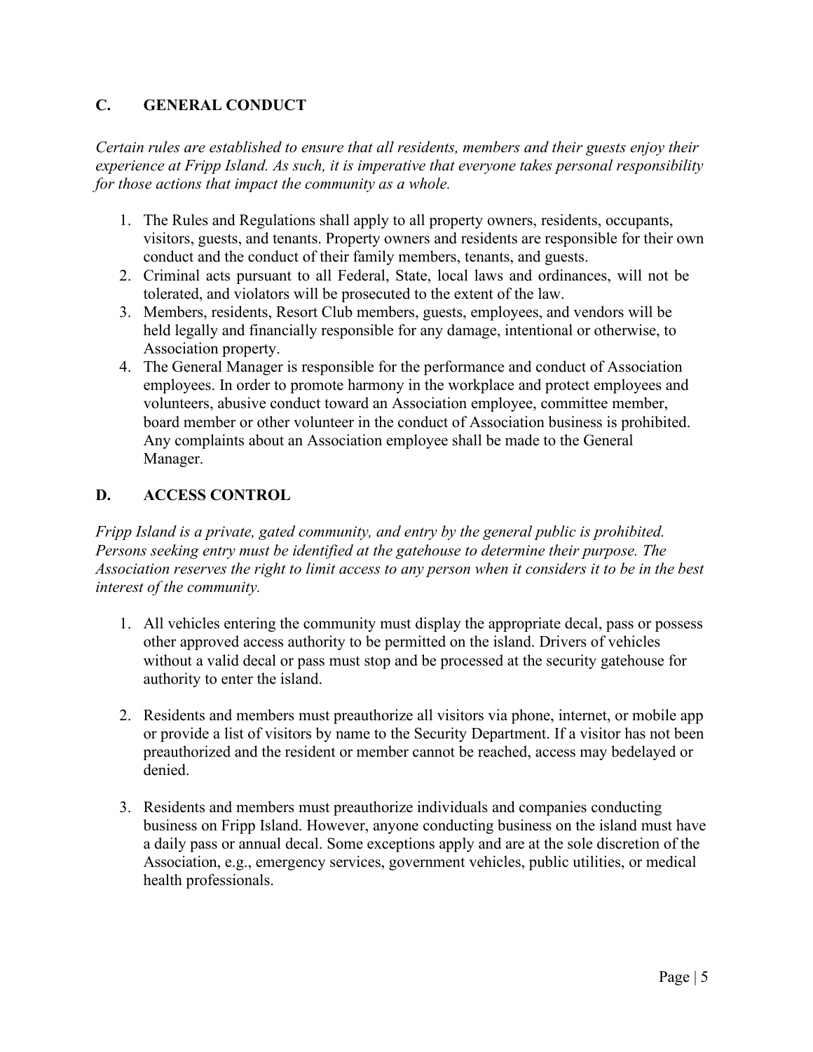## C. GENERAL CONDUCT

*Certain rules are established to ensure that all residents, members and their guests enjoy their experience at Fripp Island. As such, it is imperative that everyone takes personal responsibility for those actions that impact the community as a whole.*

1. The Rules and Regulations shall apply to all property owners, residents, occupants, visitors, guests, and tenants. Property owners and residents are responsible for their own conduct and the conduct of their family members, tenants, and guests.
2. Criminal acts pursuant to all Federal, State, local laws and ordinances, will not be tolerated, and violators will be prosecuted to the extent of the law.
3. Members, residents, Resort Club members, guests, employees, and vendors will be held legally and financially responsible for any damage, intentional or otherwise, to Association property.
4. The General Manager is responsible for the performance and conduct of Association employees. In order to promote harmony in the workplace and protect employees and volunteers, abusive conduct toward an Association employee, committee member, board member or other volunteer in the conduct of Association business is prohibited. Any complaints about an Association employee shall be made to the General Manager.

## D. ACCESS CONTROL

*Fripp Island is a private, gated community, and entry by the general public is prohibited. Persons seeking entry must be identified at the gatehouse to determine their purpose. The Association reserves the right to limit access to any person when it considers it to be in the best interest of the community.*

1. All vehicles entering the community must display the appropriate decal, pass or possess other approved access authority to be permitted on the island. Drivers of vehicles without a valid decal or pass must stop and be processed at the security gatehouse for authority to enter the island.

2. Residents and members must preauthorize all visitors via phone, internet, or mobile app or provide a list of visitors by name to the Security Department. If a visitor has not been preauthorized and the resident or member cannot be reached, access may bedelayed or denied.

3. Residents and members must preauthorize individuals and companies conducting business on Fripp Island. However, anyone conducting business on the island must have a daily pass or annual decal. Some exceptions apply and are at the sole discretion of the Association, e.g., emergency services, government vehicles, public utilities, or medical health professionals.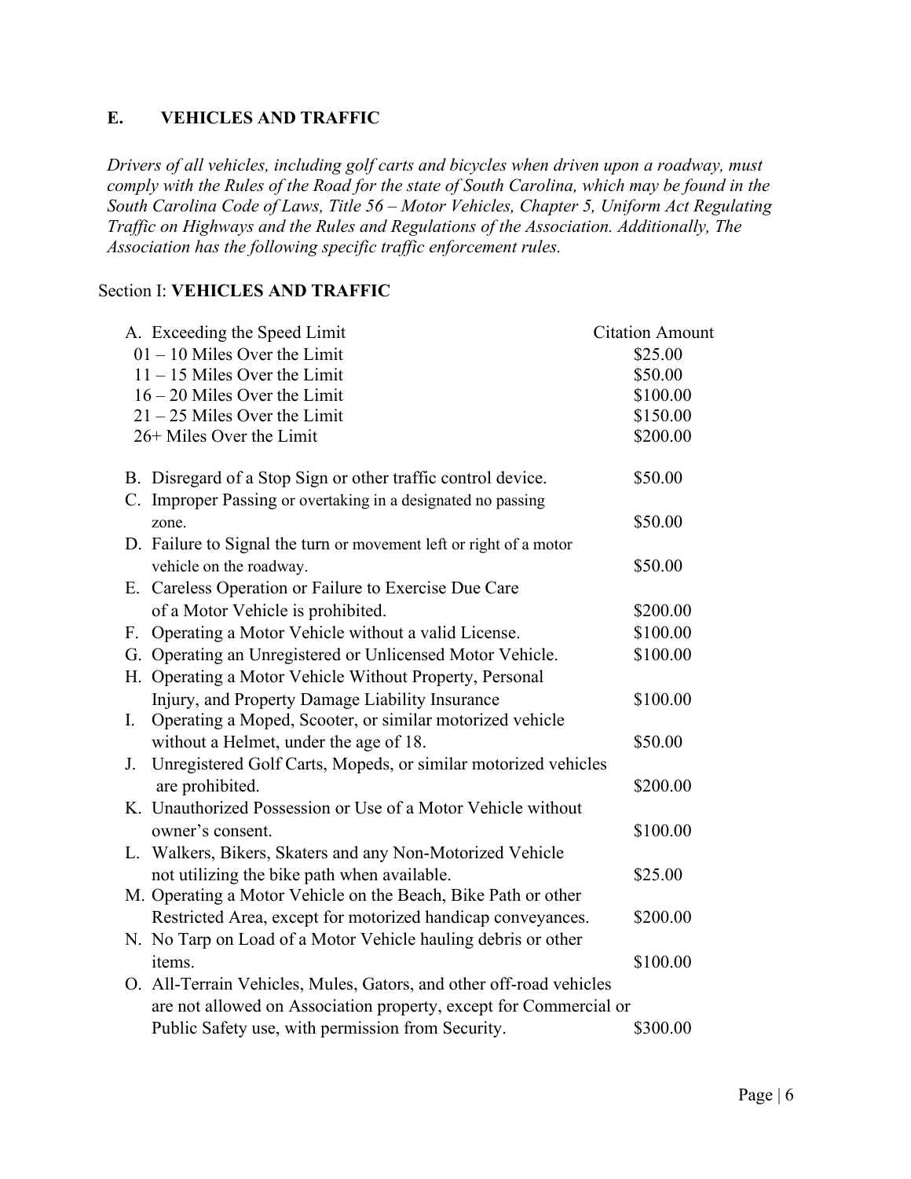## E. VEHICLES AND TRAFFIC

*Drivers of all vehicles, including golf carts and bicycles when driven upon a roadway, must comply with the Rules of the Road for the state of South Carolina, which may be found in the South Carolina Code of Laws, Title 56 – Motor Vehicles, Chapter 5, Uniform Act Regulating Traffic on Highways and the Rules and Regulations of the Association. Additionally, The Association has the following specific traffic enforcement rules.*

### Section I: **VEHICLES AND TRAFFIC**

| Violation | Citation Amount |
|---|---|
| A. Exceeding the Speed Limit | |
| 01 – 10 Miles Over the Limit | $25.00 |
| 11 – 15 Miles Over the Limit | $50.00 |
| 16 – 20 Miles Over the Limit | $100.00 |
| 21 – 25 Miles Over the Limit | $150.00 |
| 26+ Miles Over the Limit | $200.00 |
| B. Disregard of a Stop Sign or other traffic control device. | $50.00 |
| C. Improper Passing or overtaking in a designated no passing zone. | $50.00 |
| D. Failure to Signal the turn or movement left or right of a motor vehicle on the roadway. | $50.00 |
| E. Careless Operation or Failure to Exercise Due Care of a Motor Vehicle is prohibited. | $200.00 |
| F. Operating a Motor Vehicle without a valid License. | $100.00 |
| G. Operating an Unregistered or Unlicensed Motor Vehicle. | $100.00 |
| H. Operating a Motor Vehicle Without Property, Personal Injury, and Property Damage Liability Insurance | $100.00 |
| I. Operating a Moped, Scooter, or similar motorized vehicle without a Helmet, under the age of 18. | $50.00 |
| J. Unregistered Golf Carts, Mopeds, or similar motorized vehicles are prohibited. | $200.00 |
| K. Unauthorized Possession or Use of a Motor Vehicle without owner's consent. | $100.00 |
| L. Walkers, Bikers, Skaters and any Non-Motorized Vehicle not utilizing the bike path when available. | $25.00 |
| M. Operating a Motor Vehicle on the Beach, Bike Path or other Restricted Area, except for motorized handicap conveyances. | $200.00 |
| N. No Tarp on Load of a Motor Vehicle hauling debris or other items. | $100.00 |
| O. All-Terrain Vehicles, Mules, Gators, and other off-road vehicles are not allowed on Association property, except for Commercial or Public Safety use, with permission from Security. | $300.00 |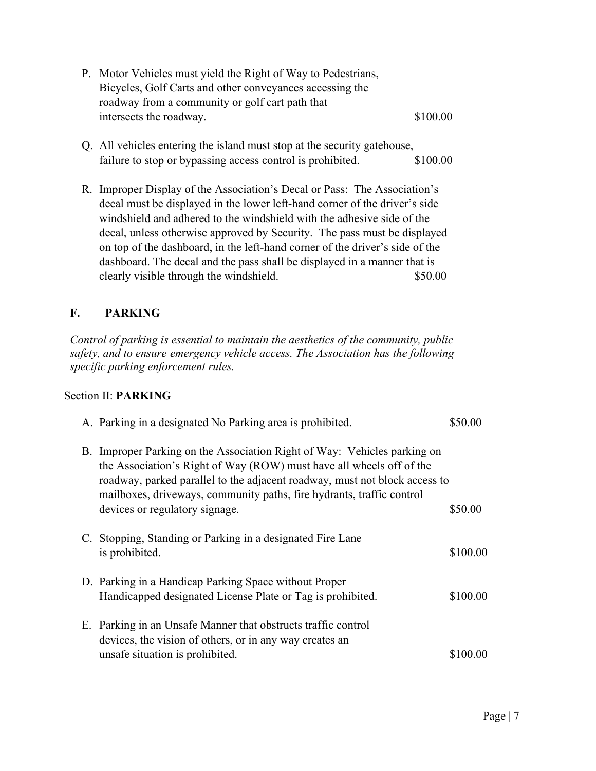P. Motor Vehicles must yield the Right of Way to Pedestrians, Bicycles, Golf Carts and other conveyances accessing the roadway from a community or golf cart path that intersects the roadway. $100.00

Q. All vehicles entering the island must stop at the security gatehouse, failure to stop or bypassing access control is prohibited. $100.00

R. Improper Display of the Association's Decal or Pass: The Association's decal must be displayed in the lower left-hand corner of the driver's side windshield and adhered to the windshield with the adhesive side of the decal, unless otherwise approved by Security. The pass must be displayed on top of the dashboard, in the left-hand corner of the driver's side of the dashboard. The decal and the pass shall be displayed in a manner that is clearly visible through the windshield. $50.00

## F. PARKING

*Control of parking is essential to maintain the aesthetics of the community, public safety, and to ensure emergency vehicle access. The Association has the following specific parking enforcement rules.*

### Section II: **PARKING**

A. Parking in a designated No Parking area is prohibited. $50.00

B. Improper Parking on the Association Right of Way: Vehicles parking on the Association's Right of Way (ROW) must have all wheels off of the roadway, parked parallel to the adjacent roadway, must not block access to mailboxes, driveways, community paths, fire hydrants, traffic control devices or regulatory signage. $50.00

C. Stopping, Standing or Parking in a designated Fire Lane is prohibited. $100.00

D. Parking in a Handicap Parking Space without Proper Handicapped designated License Plate or Tag is prohibited. $100.00

E. Parking in an Unsafe Manner that obstructs traffic control devices, the vision of others, or in any way creates an unsafe situation is prohibited. $100.00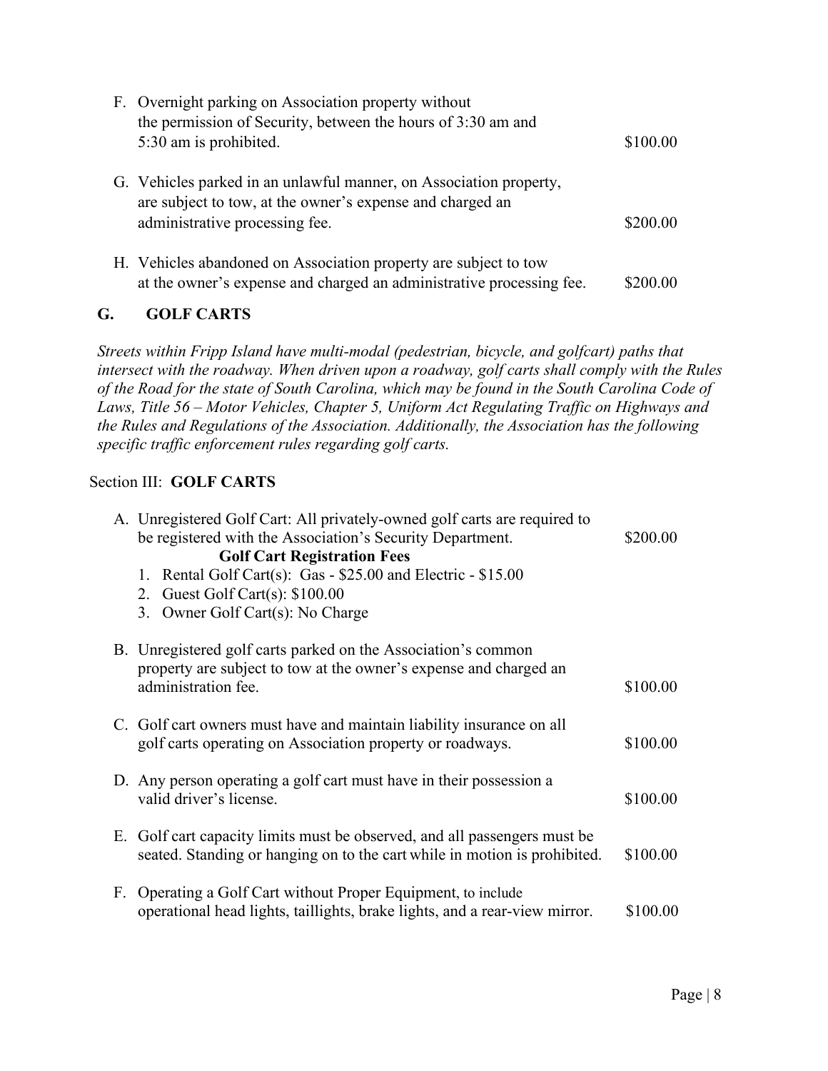F. Overnight parking on Association property without the permission of Security, between the hours of 3:30 am and 5:30 am is prohibited. $100.00

G. Vehicles parked in an unlawful manner, on Association property, are subject to tow, at the owner's expense and charged an administrative processing fee. $200.00

H. Vehicles abandoned on Association property are subject to tow at the owner's expense and charged an administrative processing fee. $200.00

## G. GOLF CARTS

*Streets within Fripp Island have multi-modal (pedestrian, bicycle, and golfcart) paths that intersect with the roadway. When driven upon a roadway, golf carts shall comply with the Rules of the Road for the state of South Carolina, which may be found in the South Carolina Code of Laws, Title 56 – Motor Vehicles, Chapter 5, Uniform Act Regulating Traffic on Highways and the Rules and Regulations of the Association. Additionally, the Association has the following specific traffic enforcement rules regarding golf carts.*

### Section III: **GOLF CARTS**

A. Unregistered Golf Cart: All privately-owned golf carts are required to be registered with the Association's Security Department. $200.00

**Golf Cart Registration Fees**

1. Rental Golf Cart(s): Gas - $25.00 and Electric - $15.00
2. Guest Golf Cart(s): $100.00
3. Owner Golf Cart(s): No Charge

B. Unregistered golf carts parked on the Association's common property are subject to tow at the owner's expense and charged an administration fee. $100.00

C. Golf cart owners must have and maintain liability insurance on all golf carts operating on Association property or roadways. $100.00

D. Any person operating a golf cart must have in their possession a valid driver's license. $100.00

E. Golf cart capacity limits must be observed, and all passengers must be seated. Standing or hanging on to the cart while in motion is prohibited. $100.00

F. Operating a Golf Cart without Proper Equipment, to include operational head lights, taillights, brake lights, and a rear-view mirror. $100.00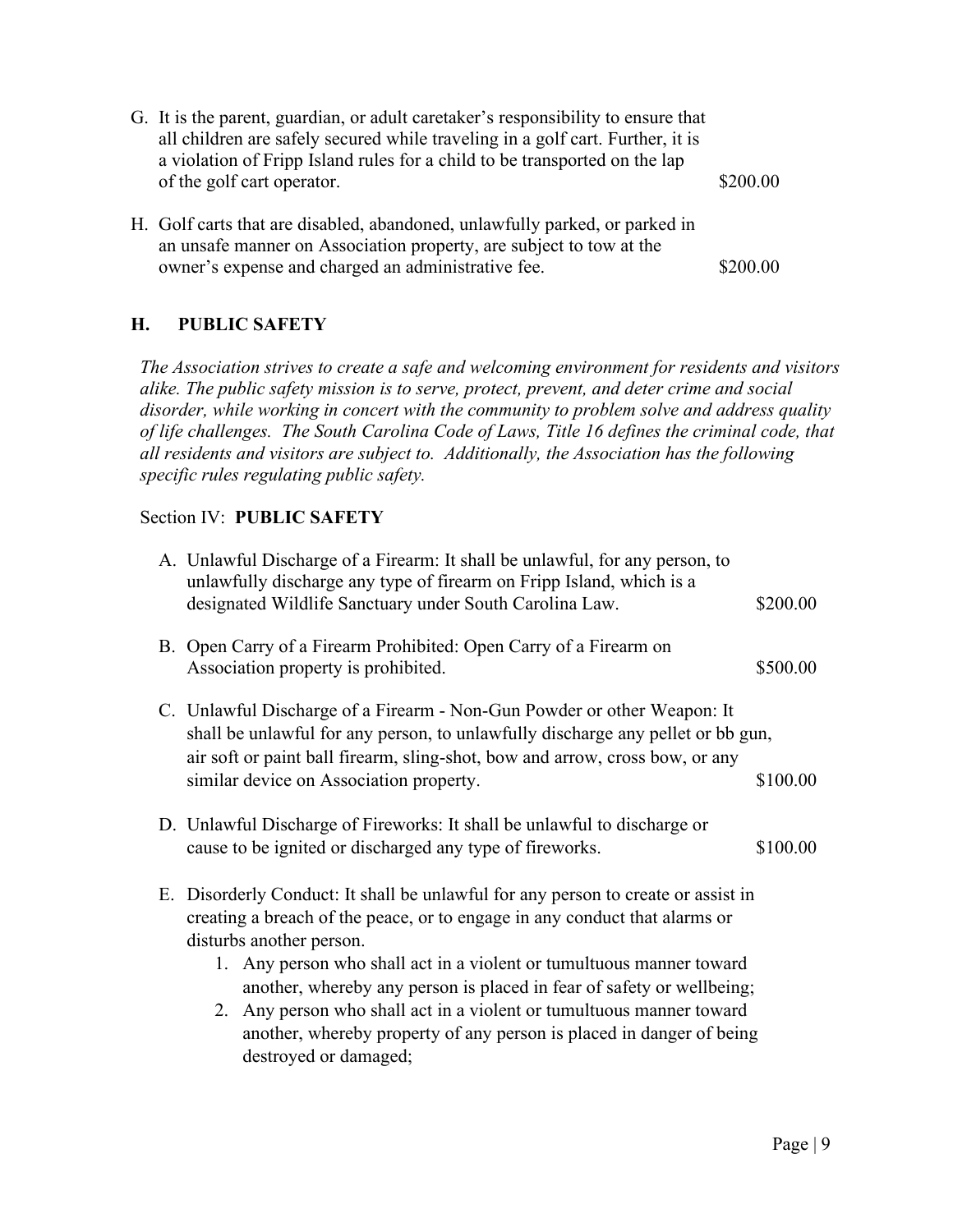G. It is the parent, guardian, or adult caretaker's responsibility to ensure that all children are safely secured while traveling in a golf cart. Further, it is a violation of Fripp Island rules for a child to be transported on the lap of the golf cart operator. $200.00

H. Golf carts that are disabled, abandoned, unlawfully parked, or parked in an unsafe manner on Association property, are subject to tow at the owner's expense and charged an administrative fee. $200.00

## H. PUBLIC SAFETY

*The Association strives to create a safe and welcoming environment for residents and visitors alike. The public safety mission is to serve, protect, prevent, and deter crime and social disorder, while working in concert with the community to problem solve and address quality of life challenges. The South Carolina Code of Laws, Title 16 defines the criminal code, that all residents and visitors are subject to. Additionally, the Association has the following specific rules regulating public safety.*

### Section IV: **PUBLIC SAFETY**

A. Unlawful Discharge of a Firearm: It shall be unlawful, for any person, to unlawfully discharge any type of firearm on Fripp Island, which is a designated Wildlife Sanctuary under South Carolina Law. $200.00

B. Open Carry of a Firearm Prohibited: Open Carry of a Firearm on Association property is prohibited. $500.00

C. Unlawful Discharge of a Firearm - Non-Gun Powder or other Weapon: It shall be unlawful for any person, to unlawfully discharge any pellet or bb gun, air soft or paint ball firearm, sling-shot, bow and arrow, cross bow, or any similar device on Association property. $100.00

D. Unlawful Discharge of Fireworks: It shall be unlawful to discharge or cause to be ignited or discharged any type of fireworks. $100.00

E. Disorderly Conduct: It shall be unlawful for any person to create or assist in creating a breach of the peace, or to engage in any conduct that alarms or disturbs another person.
   1. Any person who shall act in a violent or tumultuous manner toward another, whereby any person is placed in fear of safety or wellbeing;
   2. Any person who shall act in a violent or tumultuous manner toward another, whereby property of any person is placed in danger of being destroyed or damaged;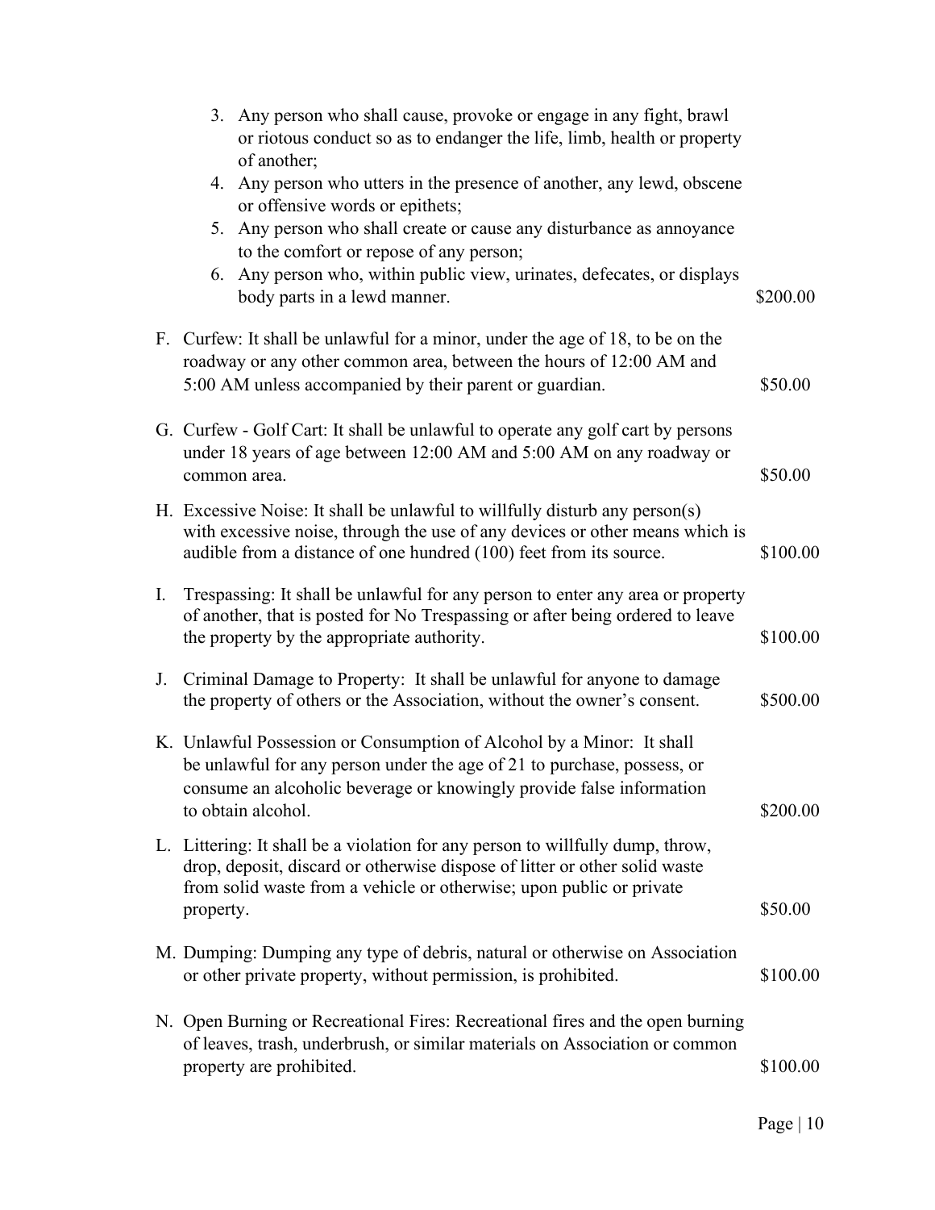3. Any person who shall cause, provoke or engage in any fight, brawl or riotous conduct so as to endanger the life, limb, health or property of another;
4. Any person who utters in the presence of another, any lewd, obscene or offensive words or epithets;
5. Any person who shall create or cause any disturbance as annoyance to the comfort or repose of any person;
6. Any person who, within public view, urinates, defecates, or displays body parts in a lewd manner. $200.00

F. Curfew: It shall be unlawful for a minor, under the age of 18, to be on the roadway or any other common area, between the hours of 12:00 AM and 5:00 AM unless accompanied by their parent or guardian. $50.00

G. Curfew - Golf Cart: It shall be unlawful to operate any golf cart by persons under 18 years of age between 12:00 AM and 5:00 AM on any roadway or common area. $50.00

H. Excessive Noise: It shall be unlawful to willfully disturb any person(s) with excessive noise, through the use of any devices or other means which is audible from a distance of one hundred (100) feet from its source. $100.00

I. Trespassing: It shall be unlawful for any person to enter any area or property of another, that is posted for No Trespassing or after being ordered to leave the property by the appropriate authority. $100.00

J. Criminal Damage to Property: It shall be unlawful for anyone to damage the property of others or the Association, without the owner's consent. $500.00

K. Unlawful Possession or Consumption of Alcohol by a Minor: It shall be unlawful for any person under the age of 21 to purchase, possess, or consume an alcoholic beverage or knowingly provide false information to obtain alcohol. $200.00

L. Littering: It shall be a violation for any person to willfully dump, throw, drop, deposit, discard or otherwise dispose of litter or other solid waste from solid waste from a vehicle or otherwise; upon public or private property. $50.00

M. Dumping: Dumping any type of debris, natural or otherwise on Association or other private property, without permission, is prohibited. $100.00

N. Open Burning or Recreational Fires: Recreational fires and the open burning of leaves, trash, underbrush, or similar materials on Association or common property are prohibited. $100.00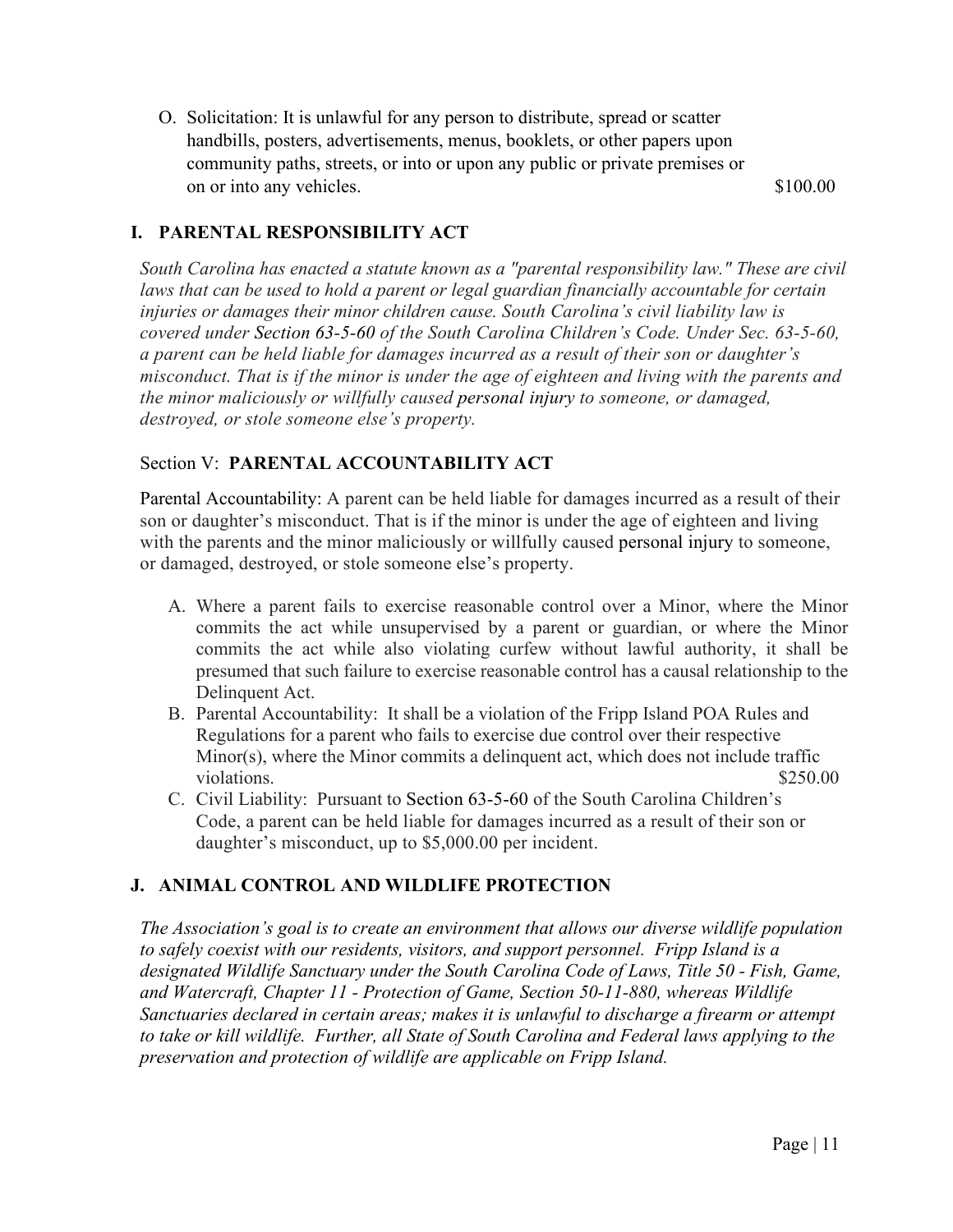O. Solicitation: It is unlawful for any person to distribute, spread or scatter handbills, posters, advertisements, menus, booklets, or other papers upon community paths, streets, or into or upon any public or private premises or on or into any vehicles. $100.00

## I. PARENTAL RESPONSIBILITY ACT

*South Carolina has enacted a statute known as a "parental responsibility law." These are civil laws that can be used to hold a parent or legal guardian financially accountable for certain injuries or damages their minor children cause. South Carolina's civil liability law is covered under Section 63-5-60 of the South Carolina Children's Code. Under Sec. 63-5-60, a parent can be held liable for damages incurred as a result of their son or daughter's misconduct. That is if the minor is under the age of eighteen and living with the parents and the minor maliciously or willfully caused personal injury to someone, or damaged, destroyed, or stole someone else's property.*

### Section V: **PARENTAL ACCOUNTABILITY ACT**

Parental Accountability: A parent can be held liable for damages incurred as a result of their son or daughter's misconduct. That is if the minor is under the age of eighteen and living with the parents and the minor maliciously or willfully caused personal injury to someone, or damaged, destroyed, or stole someone else's property.

A. Where a parent fails to exercise reasonable control over a Minor, where the Minor commits the act while unsupervised by a parent or guardian, or where the Minor commits the act while also violating curfew without lawful authority, it shall be presumed that such failure to exercise reasonable control has a causal relationship to the Delinquent Act.
B. Parental Accountability: It shall be a violation of the Fripp Island POA Rules and Regulations for a parent who fails to exercise due control over their respective Minor(s), where the Minor commits a delinquent act, which does not include traffic violations. $250.00
C. Civil Liability: Pursuant to Section 63-5-60 of the South Carolina Children's Code, a parent can be held liable for damages incurred as a result of their son or daughter's misconduct, up to $5,000.00 per incident.

## J. ANIMAL CONTROL AND WILDLIFE PROTECTION

*The Association's goal is to create an environment that allows our diverse wildlife population to safely coexist with our residents, visitors, and support personnel. Fripp Island is a designated Wildlife Sanctuary under the South Carolina Code of Laws, Title 50 - Fish, Game, and Watercraft, Chapter 11 - Protection of Game, Section 50-11-880, whereas Wildlife Sanctuaries declared in certain areas; makes it is unlawful to discharge a firearm or attempt to take or kill wildlife. Further, all State of South Carolina and Federal laws applying to the preservation and protection of wildlife are applicable on Fripp Island.*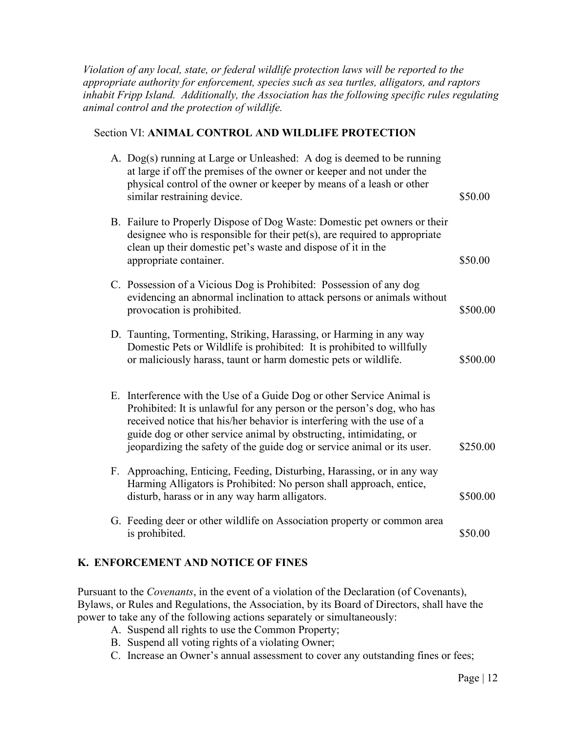*Violation of any local, state, or federal wildlife protection laws will be reported to the appropriate authority for enforcement, species such as sea turtles, alligators, and raptors inhabit Fripp Island. Additionally, the Association has the following specific rules regulating animal control and the protection of wildlife.*

### Section VI: **ANIMAL CONTROL AND WILDLIFE PROTECTION**

| | |
|---|---|
| A. Dog(s) running at Large or Unleashed: A dog is deemed to be running at large if off the premises of the owner or keeper and not under the physical control of the owner or keeper by means of a leash or other similar restraining device. | $50.00 |
| B. Failure to Properly Dispose of Dog Waste: Domestic pet owners or their designee who is responsible for their pet(s), are required to appropriate clean up their domestic pet's waste and dispose of it in the appropriate container. | $50.00 |
| C. Possession of a Vicious Dog is Prohibited: Possession of any dog evidencing an abnormal inclination to attack persons or animals without provocation is prohibited. | $500.00 |
| D. Taunting, Tormenting, Striking, Harassing, or Harming in any way Domestic Pets or Wildlife is prohibited: It is prohibited to willfully or maliciously harass, taunt or harm domestic pets or wildlife. | $500.00 |
| E. Interference with the Use of a Guide Dog or other Service Animal is Prohibited: It is unlawful for any person or the person's dog, who has received notice that his/her behavior is interfering with the use of a guide dog or other service animal by obstructing, intimidating, or jeopardizing the safety of the guide dog or service animal or its user. | $250.00 |
| F. Approaching, Enticing, Feeding, Disturbing, Harassing, or in any way Harming Alligators is Prohibited: No person shall approach, entice, disturb, harass or in any way harm alligators. | $500.00 |
| G. Feeding deer or other wildlife on Association property or common area is prohibited. | $50.00 |

## K. ENFORCEMENT AND NOTICE OF FINES

Pursuant to the *Covenants*, in the event of a violation of the Declaration (of Covenants), Bylaws, or Rules and Regulations, the Association, by its Board of Directors, shall have the power to take any of the following actions separately or simultaneously:

A. Suspend all rights to use the Common Property;
B. Suspend all voting rights of a violating Owner;
C. Increase an Owner's annual assessment to cover any outstanding fines or fees;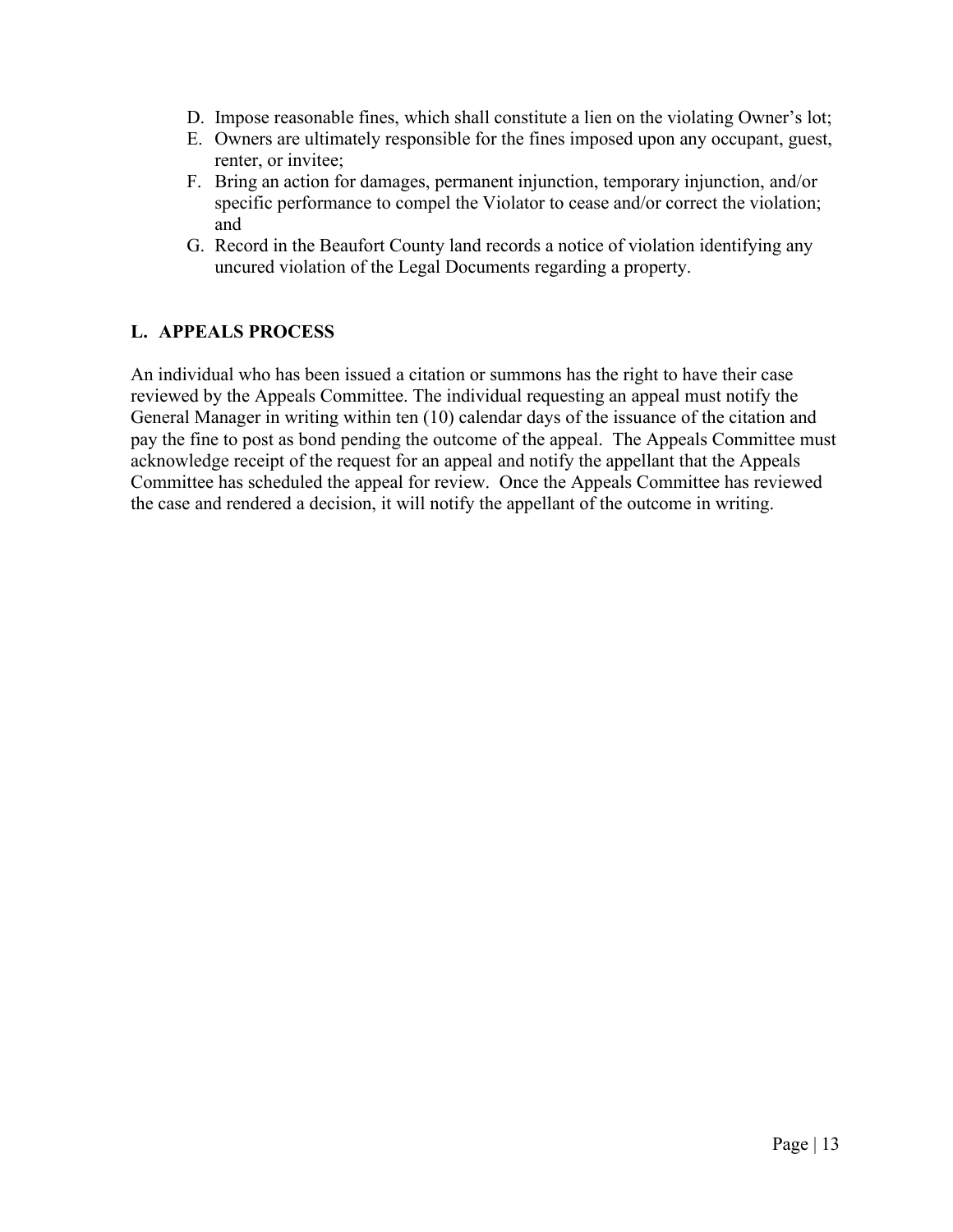D. Impose reasonable fines, which shall constitute a lien on the violating Owner's lot;
E. Owners are ultimately responsible for the fines imposed upon any occupant, guest, renter, or invitee;
F. Bring an action for damages, permanent injunction, temporary injunction, and/or specific performance to compel the Violator to cease and/or correct the violation; and
G. Record in the Beaufort County land records a notice of violation identifying any uncured violation of the Legal Documents regarding a property.

## L. APPEALS PROCESS

An individual who has been issued a citation or summons has the right to have their case reviewed by the Appeals Committee. The individual requesting an appeal must notify the General Manager in writing within ten (10) calendar days of the issuance of the citation and pay the fine to post as bond pending the outcome of the appeal. The Appeals Committee must acknowledge receipt of the request for an appeal and notify the appellant that the Appeals Committee has scheduled the appeal for review. Once the Appeals Committee has reviewed the case and rendered a decision, it will notify the appellant of the outcome in writing.